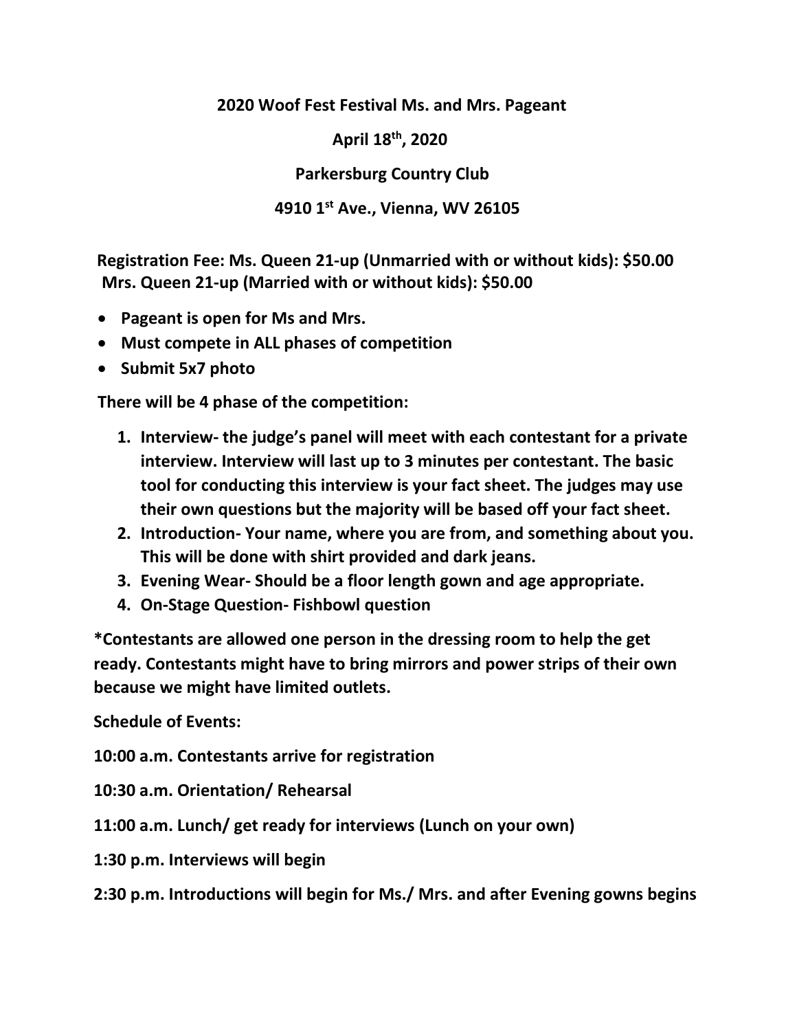**2020 Woof Fest Festival Ms. and Mrs. Pageant**

**April 18th, 2020**

**Parkersburg Country Club**

**4910 1st Ave., Vienna, WV 26105**

**Registration Fee: Ms. Queen 21-up (Unmarried with or without kids): $50.00**
**Mrs. Queen 21-up (Married with or without kids): $50.00**

- **Pageant is open for Ms and Mrs.**
- **Must compete in ALL phases of competition**
- **Submit 5x7 photo**

**There will be 4 phase of the competition:**

1. **Interview- the judge's panel will meet with each contestant for a private interview. Interview will last up to 3 minutes per contestant. The basic tool for conducting this interview is your fact sheet. The judges may use their own questions but the majority will be based off your fact sheet.**
2. **Introduction- Your name, where you are from, and something about you. This will be done with shirt provided and dark jeans.**
3. **Evening Wear- Should be a floor length gown and age appropriate.**
4. **On-Stage Question- Fishbowl question**

**\*Contestants are allowed one person in the dressing room to help the get ready. Contestants might have to bring mirrors and power strips of their own because we might have limited outlets.**

**Schedule of Events:**

**10:00 a.m. Contestants arrive for registration**

**10:30 a.m. Orientation/ Rehearsal**

**11:00 a.m. Lunch/ get ready for interviews (Lunch on your own)**

**1:30 p.m. Interviews will begin**

**2:30 p.m. Introductions will begin for Ms./ Mrs. and after Evening gowns begins**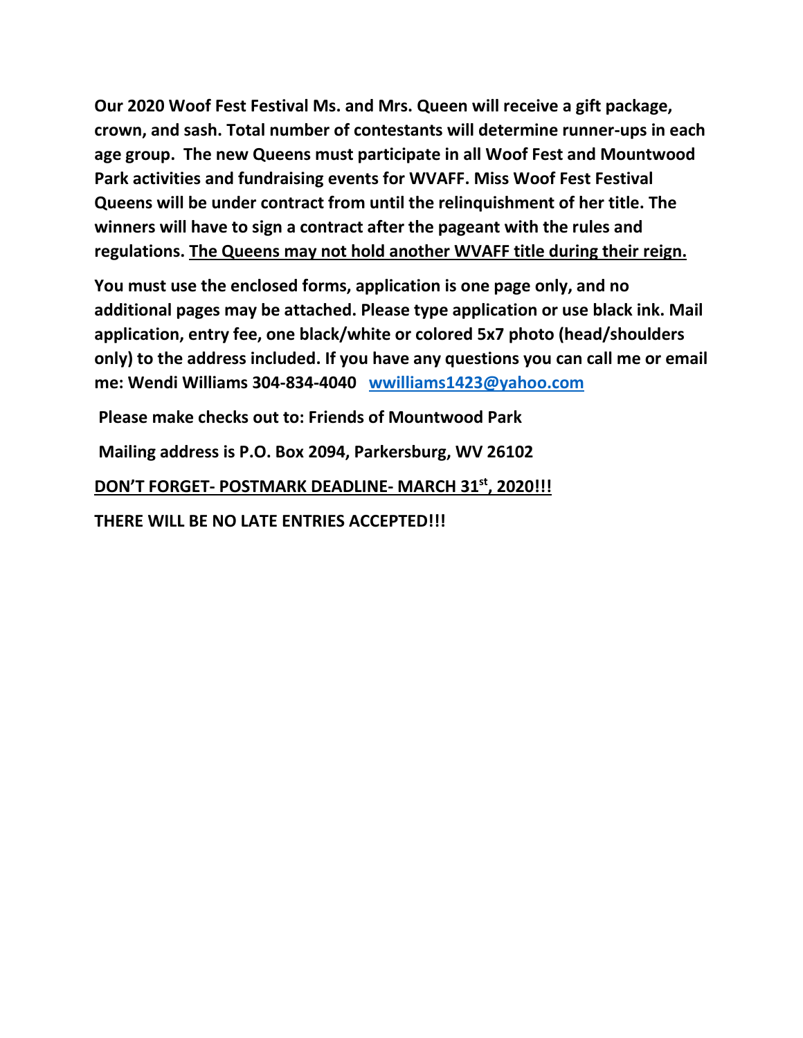**Our 2020 Woof Fest Festival Ms. and Mrs. Queen will receive a gift package, crown, and sash. Total number of contestants will determine runner-ups in each age group. The new Queens must participate in all Woof Fest and Mountwood Park activities and fundraising events for WVAFF. Miss Woof Fest Festival Queens will be under contract from until the relinquishment of her title. The winners will have to sign a contract after the pageant with the rules and regulations. <u>The Queens may not hold another WVAFF title during their reign.</u>**

**You must use the enclosed forms, application is one page only, and no additional pages may be attached. Please type application or use black ink. Mail application, entry fee, one black/white or colored 5x7 photo (head/shoulders only) to the address included. If you have any questions you can call me or email me: Wendi Williams 304-834-4040 wwilliams1423@yahoo.com**

**Please make checks out to: Friends of Mountwood Park**

**Mailing address is P.O. Box 2094, Parkersburg, WV 26102**

**<u>DON'T FORGET- POSTMARK DEADLINE- MARCH 31st, 2020!!!</u>**

**THERE WILL BE NO LATE ENTRIES ACCEPTED!!!**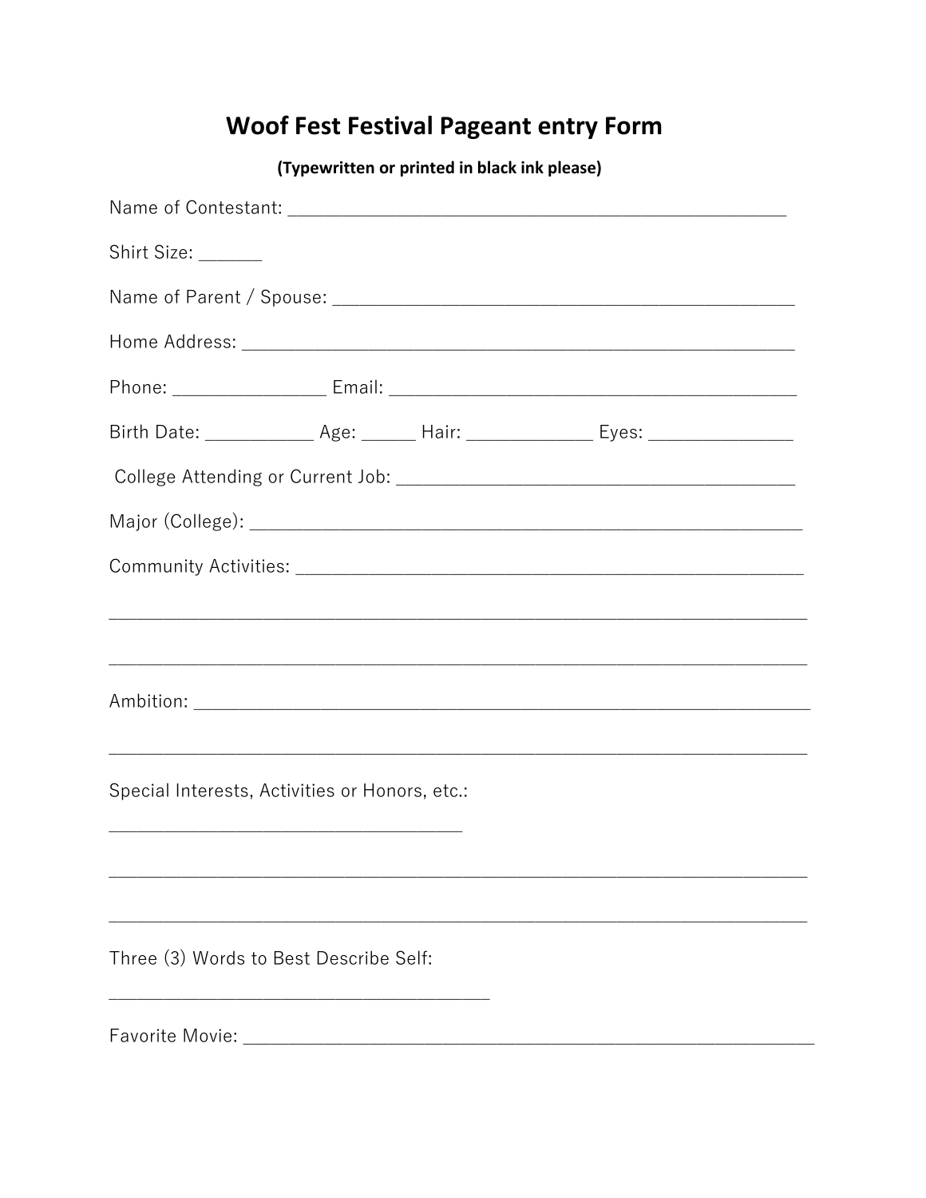# Woof Fest Festival Pageant entry Form

**(Typewritten or printed in black ink please)**

Name of Contestant: ________________________________________________________

Shirt Size: ______

Name of Parent / Spouse: ____________________________________________________

Home Address: ______________________________________________________________

Phone: ________________ Email: ________________________________________________

Birth Date: ___________ Age: _____ Hair: _____________ Eyes: ______________

College Attending or Current Job: _________________________________________

Major (College): ____________________________________________________________

Community Activities: ______________________________________________________

_____________________________________________________________________________

_____________________________________________________________________________

Ambition: ___________________________________________________________________

_____________________________________________________________________________

Special Interests, Activities or Honors, etc.:

____________________________________

_____________________________________________________________________________

_____________________________________________________________________________

Three (3) Words to Best Describe Self:

_______________________________________

Favorite Movie: _____________________________________________________________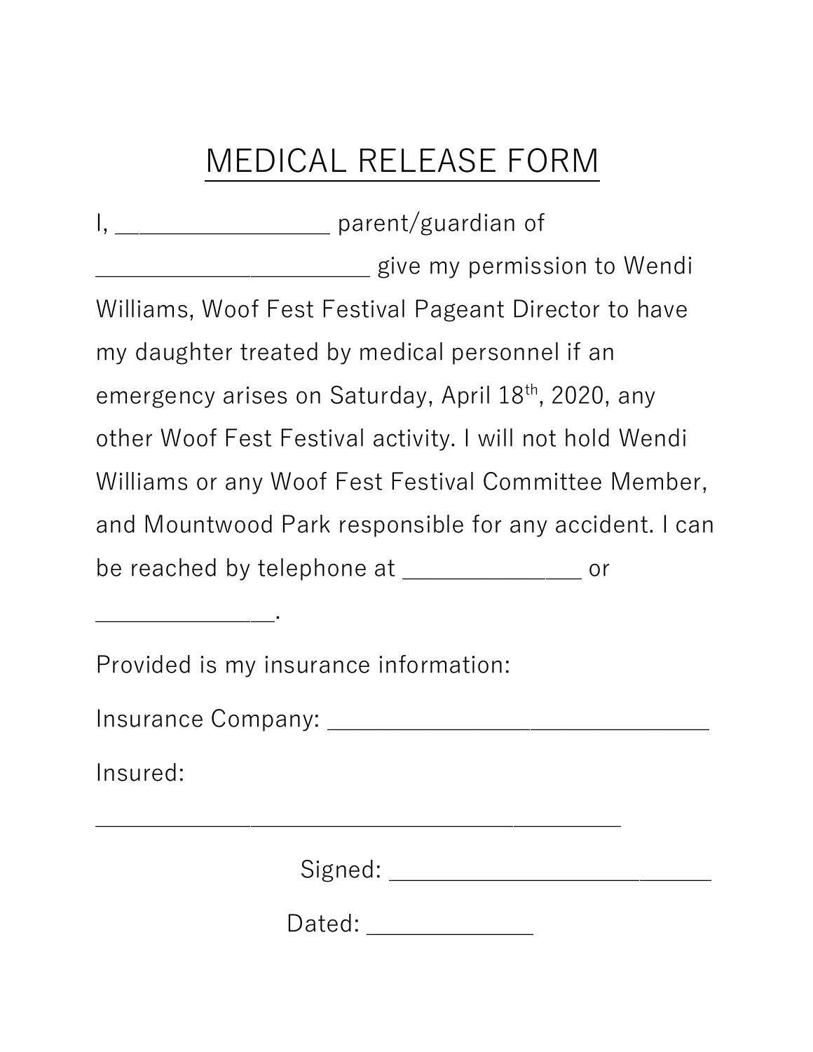# MEDICAL RELEASE FORM

I, _________________ parent/guardian of _____________________ give my permission to Wendi Williams, Woof Fest Festival Pageant Director to have my daughter treated by medical personnel if an emergency arises on Saturday, April 18th, 2020, any other Woof Fest Festival activity. I will not hold Wendi Williams or any Woof Fest Festival Committee Member, and Mountwood Park responsible for any accident. I can be reached by telephone at ______________ or ______________.

Provided is my insurance information:

Insurance Company: ______________________________

Insured: __________________________________________

Signed: __________________________

Dated: _____________